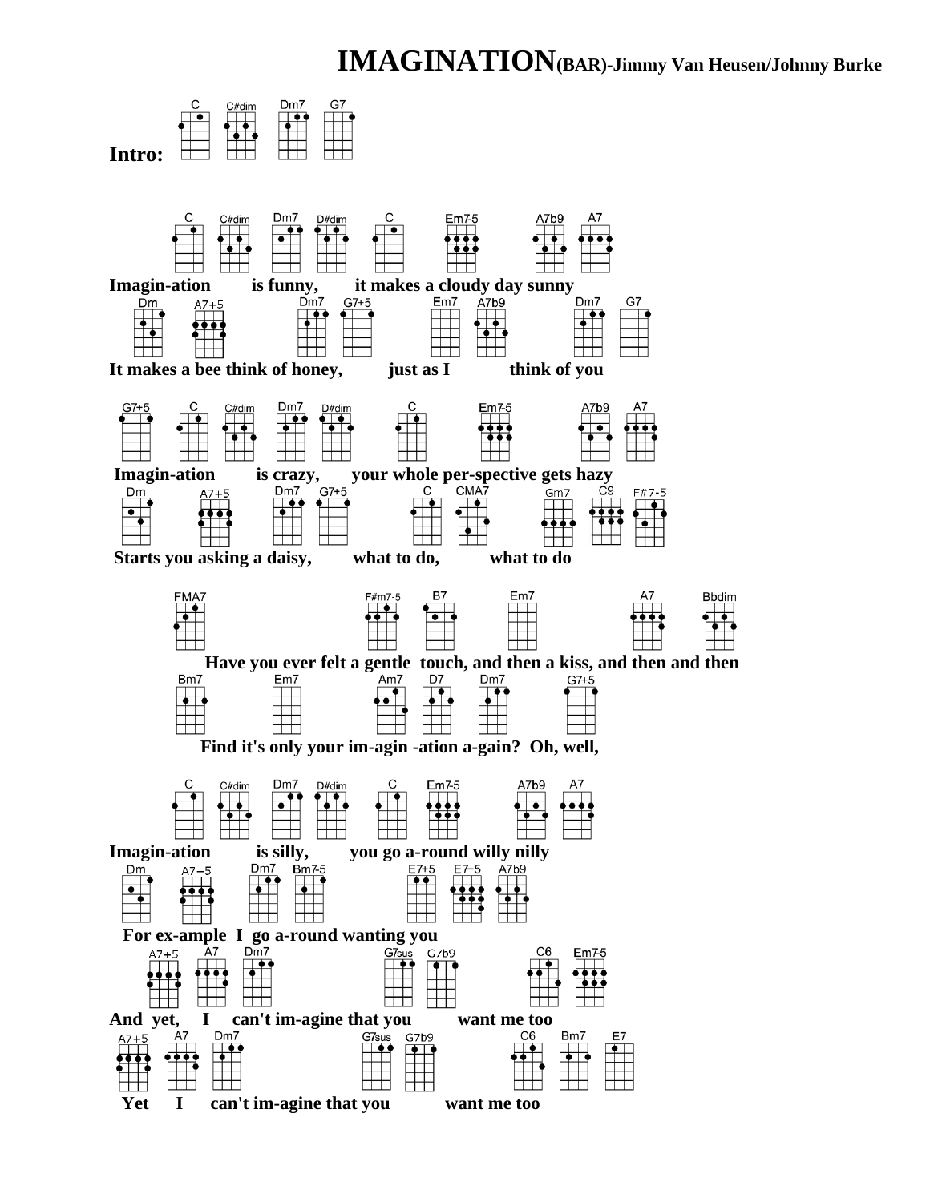# IMAGINATION(BAR)-Jimmy Van Heusen/Johnny Burke

**Intro:** C C#dim Dm7 G7

C C#dim Dm7 D#dim C Em7-5 A7b9 A7
**Imagin-ation is funny, it makes a cloudy day sunny**

Dm A7+5 Dm7 G7+5 Em7 A7b9 Dm7 G7
**It makes a bee think of honey, just as I think of you**

G7+5 C C#dim Dm7 D#dim C Em7-5 A7b9 A7
**Imagin-ation is crazy, your whole per-spective gets hazy**

Dm A7+5 Dm7 G7+5 C CMA7 Gm7 C9 F#7-5
**Starts you asking a daisy, what to do, what to do**

FMA7 F#m7-5 B7 Em7 A7 Bbdim
**Have you ever felt a gentle touch, and then a kiss, and then and then**

Bm7 Em7 Am7 D7 Dm7 G7+5
**Find it's only your im-agin -ation a-gain? Oh, well,**

C C#dim Dm7 D#dim C Em7-5 A7b9 A7
**Imagin-ation is silly, you go a-round willy nilly**

Dm A7+5 Dm7 Bm7-5 E7+5 E7-5 A7b9
**For ex-ample I go a-round wanting you**

A7+5 A7 Dm7 G7sus G7b9 C6 Em7-5
**And yet, I can't im-agine that you want me too**

A7+5 A7 Dm7 G7sus G7b9 C6 Bm7 E7
**Yet I can't im-agine that you want me too**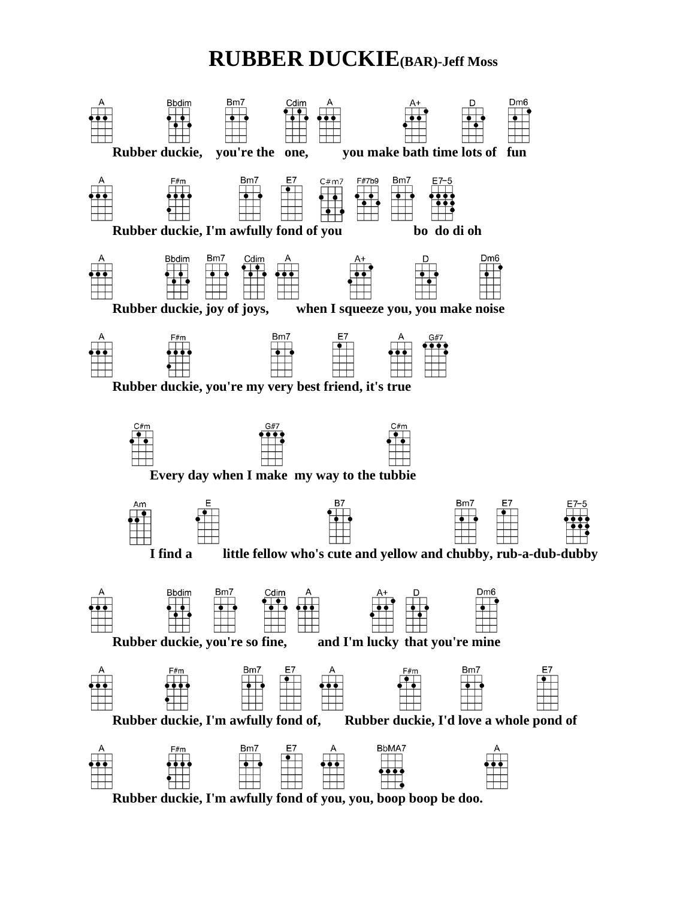# RUBBER DUCKIE(BAR)-Jeff Moss

A Bbdim Bm7 Cdim A A+ D Dm6

**Rubber duckie, you're the one, you make bath time lots of fun**

A F#m Bm7 E7 C#m7 F#7b9 Bm7 E7-5

**Rubber duckie, I'm awfully fond of you bo do di oh**

A Bbdim Bm7 Cdim A A+ D Dm6

**Rubber duckie, joy of joys, when I squeeze you, you make noise**

A F#m Bm7 E7 A G#7

**Rubber duckie, you're my very best friend, it's true**

C#m G#7 C#m

**Every day when I make my way to the tubbie**

Am E B7 Bm7 E7 E7-5

**I find a little fellow who's cute and yellow and chubby, rub-a-dub-dubby**

A Bbdim Bm7 Cdim A A+ D Dm6

**Rubber duckie, you're so fine, and I'm lucky that you're mine**

A F#m Bm7 E7 A F#m Bm7 E7

**Rubber duckie, I'm awfully fond of, Rubber duckie, I'd love a whole pond of**

A F#m Bm7 E7 A BbMA7 A

**Rubber duckie, I'm awfully fond of you, you, boop boop be doo.**